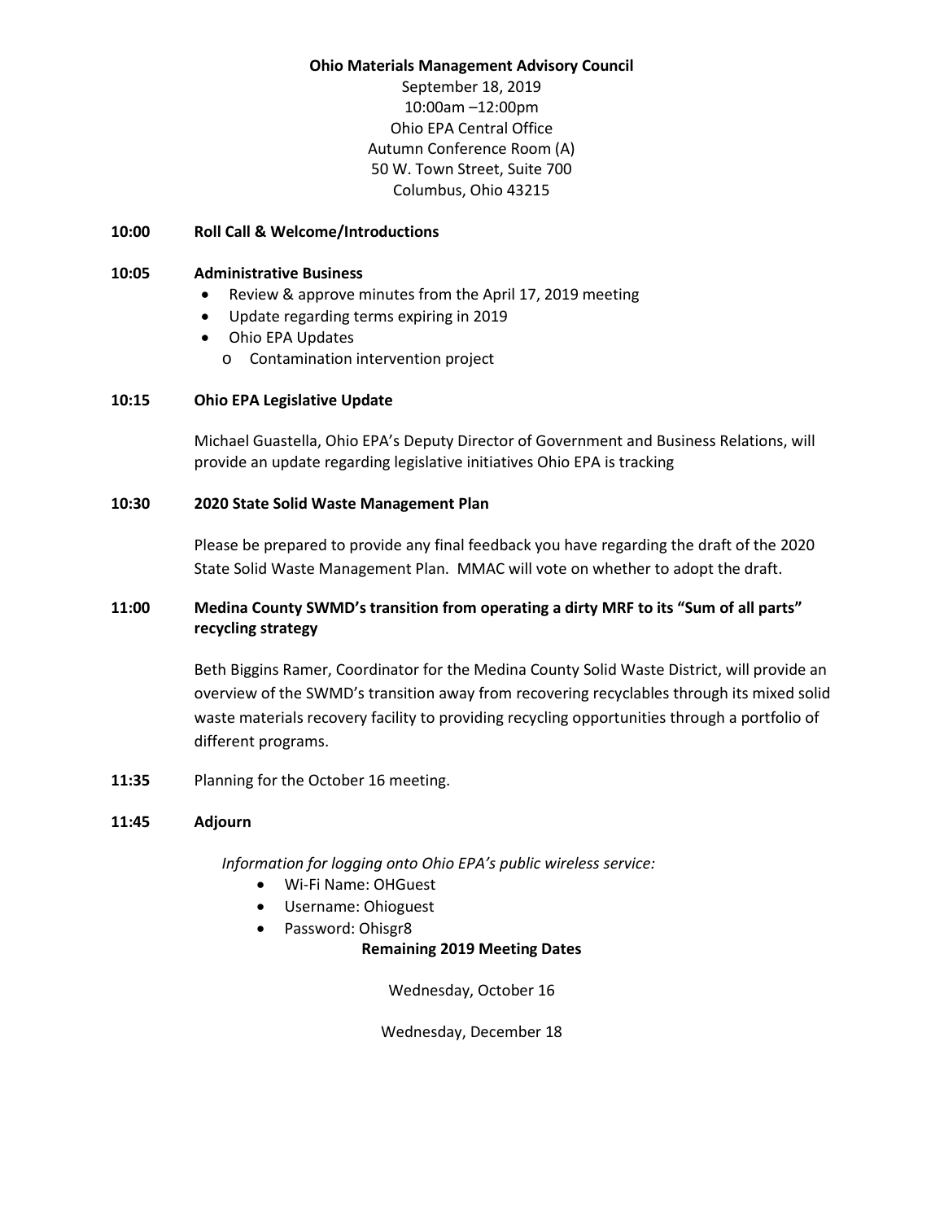**Ohio Materials Management Advisory Council**

September 18, 2019
10:00am –12:00pm
Ohio EPA Central Office
Autumn Conference Room (A)
50 W. Town Street, Suite 700
Columbus, Ohio 43215

**10:00 Roll Call & Welcome/Introductions**

**10:05 Administrative Business**

- Review & approve minutes from the April 17, 2019 meeting
- Update regarding terms expiring in 2019
- Ohio EPA Updates
  - Contamination intervention project

**10:15 Ohio EPA Legislative Update**

Michael Guastella, Ohio EPA's Deputy Director of Government and Business Relations, will provide an update regarding legislative initiatives Ohio EPA is tracking

**10:30 2020 State Solid Waste Management Plan**

Please be prepared to provide any final feedback you have regarding the draft of the 2020 State Solid Waste Management Plan. MMAC will vote on whether to adopt the draft.

**11:00 Medina County SWMD's transition from operating a dirty MRF to its "Sum of all parts" recycling strategy**

Beth Biggins Ramer, Coordinator for the Medina County Solid Waste District, will provide an overview of the SWMD's transition away from recovering recyclables through its mixed solid waste materials recovery facility to providing recycling opportunities through a portfolio of different programs.

**11:35** Planning for the October 16 meeting.

**11:45 Adjourn**

*Information for logging onto Ohio EPA's public wireless service:*

- Wi-Fi Name: OHGuest
- Username: Ohioguest
- Password: Ohisgr8

**Remaining 2019 Meeting Dates**

Wednesday, October 16

Wednesday, December 18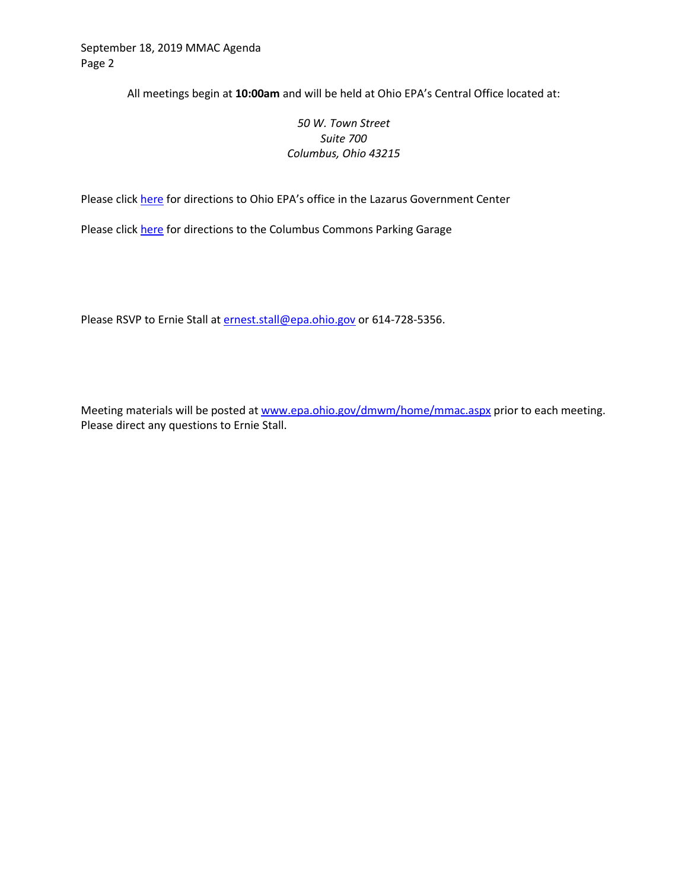All meetings begin at **10:00am** and will be held at Ohio EPA's Central Office located at:

*50 W. Town Street*
*Suite 700*
*Columbus, Ohio 43215*

Please click here for directions to Ohio EPA's office in the Lazarus Government Center

Please click here for directions to the Columbus Commons Parking Garage

Please RSVP to Ernie Stall at ernest.stall@epa.ohio.gov or 614-728-5356.

Meeting materials will be posted at www.epa.ohio.gov/dmwm/home/mmac.aspx prior to each meeting. Please direct any questions to Ernie Stall.